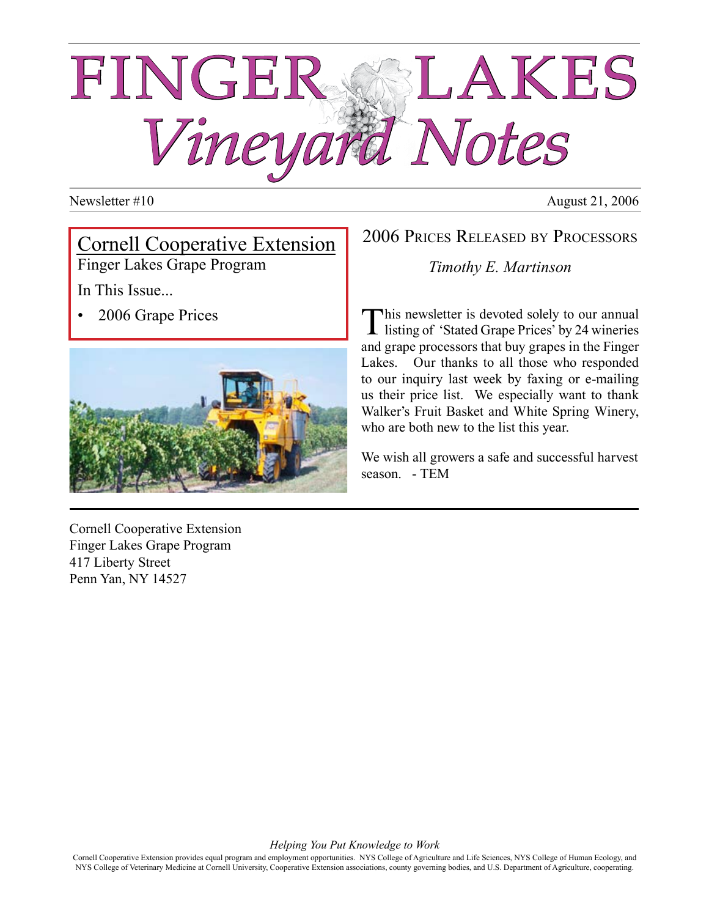# FINGER LAKES *Vineyard Notes*

Newsletter #10

August 21, 2006

**Cornell Cooperative Extension**
Finger Lakes Grape Program

In This Issue...

- 2006 Grape Prices

## 2006 Prices Released by Processors

*Timothy E. Martinson*

This newsletter is devoted solely to our annual listing of 'Stated Grape Prices' by 24 wineries and grape processors that buy grapes in the Finger Lakes. Our thanks to all those who responded to our inquiry last week by faxing or e-mailing us their price list. We especially want to thank Walker's Fruit Basket and White Spring Winery, who are both new to the list this year.

We wish all growers a safe and successful harvest season. - TEM

---

Cornell Cooperative Extension
Finger Lakes Grape Program
417 Liberty Street
Penn Yan, NY 14527

*Helping You Put Knowledge to Work*

Cornell Cooperative Extension provides equal program and employment opportunities. NYS College of Agriculture and Life Sciences, NYS College of Human Ecology, and NYS College of Veterinary Medicine at Cornell University, Cooperative Extension associations, county governing bodies, and U.S. Department of Agriculture, cooperating.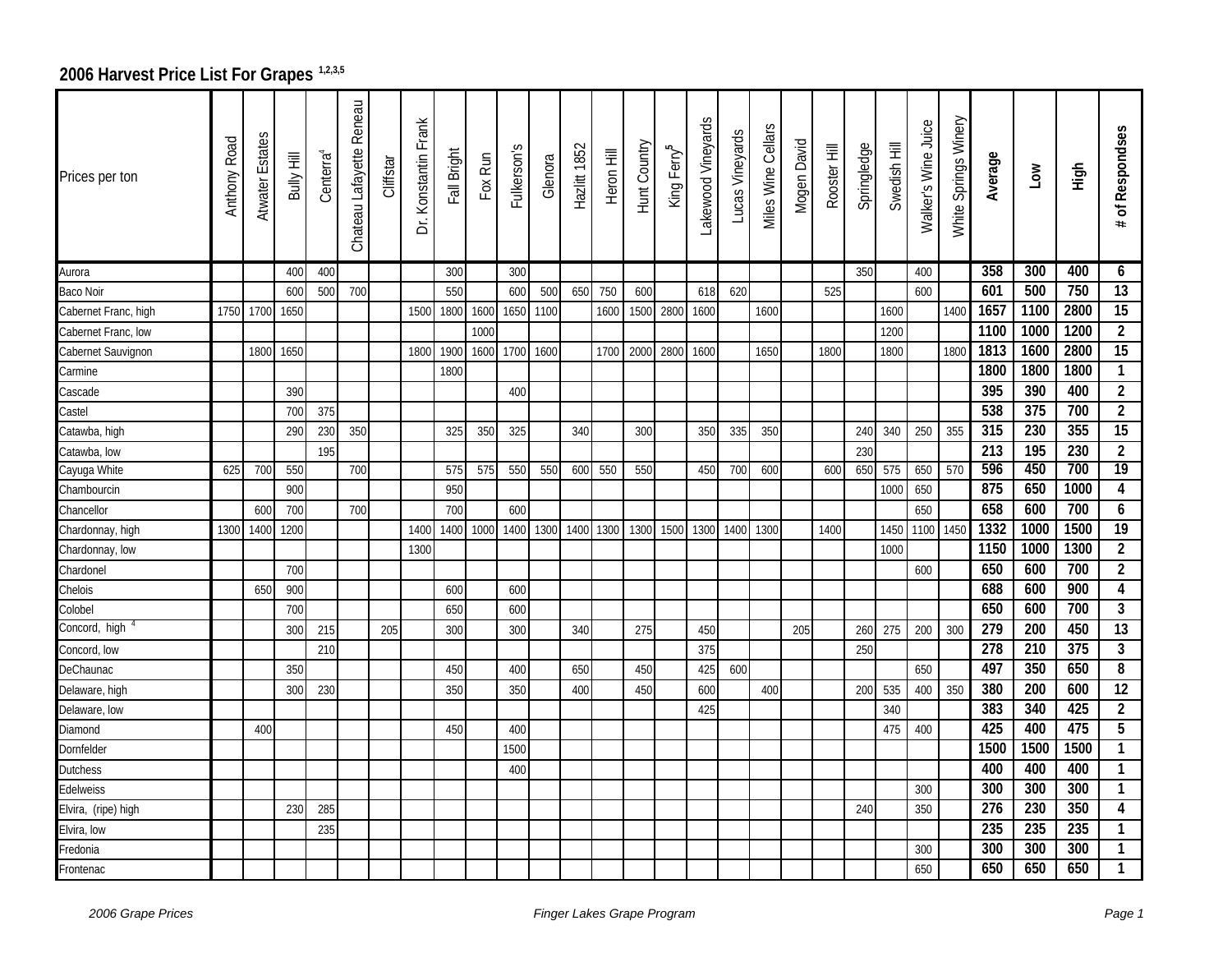## 2006 Harvest Price List For Grapes [1,2,3,5]

| Prices per ton | Anthony Road | Atwater Estates | Bully Hill | Centerra[4] | Chateau Lafayette Reneau | Cliffstar | Dr. Konstantin Frank | Fall Bright | Fox Run | Fulkerson's | Glenora | Hazlitt 1852 | Heron Hill | Hunt Country | King Ferry[5] | Lakewood Vineyards | Lucas Vineyards | Miles Wine Cellars | Mogen David | Rooster Hill | Springledge | Swedish Hill | Walker's Wine Juice | White Springs Winery | **Average** | **Low** | **High** | **# of Respondses** |
|---|---|---|---|---|---|---|---|---|---|---|---|---|---|---|---|---|---|---|---|---|---|---|---|---|---|---|---|---|
| Aurora | | | 400 | 400 | | | | 300 | | 300 | | | | | | | | | | | 350 | | 400 | | **358** | **300** | **400** | **6** |
| Baco Noir | | | 600 | 500 | 700 | | | 550 | | 600 | 500 | 650 | 750 | 600 | | 618 | 620 | | | 525 | | | 600 | | **601** | **500** | **750** | **13** |
| Cabernet Franc, high | 1750 | 1700 | 1650 | | | | 1500 | 1800 | 1600 | 1650 | 1100 | | 1600 | 1500 | 2800 | 1600 | | 1600 | | | | 1600 | | 1400 | **1657** | **1100** | **2800** | **15** |
| Cabernet Franc, low | | | | | | | | | 1000 | | | | | | | | | | | | | 1200 | | | **1100** | **1000** | **1200** | **2** |
| Cabernet Sauvignon | | 1800 | 1650 | | | | 1800 | 1900 | 1600 | 1700 | 1600 | | 1700 | 2000 | 2800 | 1600 | | 1650 | | 1800 | | 1800 | | 1800 | **1813** | **1600** | **2800** | **15** |
| Carmine | | | | | | | | 1800 | | | | | | | | | | | | | | | | | **1800** | **1800** | **1800** | **1** |
| Cascade | | | 390 | | | | | | | 400 | | | | | | | | | | | | | | | **395** | **390** | **400** | **2** |
| Castel | | | 700 | 375 | | | | | | | | | | | | | | | | | | | | | **538** | **375** | **700** | **2** |
| Catawba, high | | | 290 | 230 | 350 | | | 325 | 350 | 325 | | 340 | | 300 | | 350 | 335 | 350 | | | 240 | 340 | 250 | 355 | **315** | **230** | **355** | **15** |
| Catawba, low | | | | 195 | | | | | | | | | | | | | | | | | 230 | | | | **213** | **195** | **230** | **2** |
| Cayuga White | 625 | 700 | 550 | | 700 | | | 575 | 575 | 550 | 550 | 600 | 550 | 550 | | 450 | 700 | 600 | | 600 | 650 | 575 | 650 | 570 | **596** | **450** | **700** | **19** |
| Chambourcin | | | 900 | | | | | 950 | | | | | | | | | | | | | | 1000 | 650 | | **875** | **650** | **1000** | **4** |
| Chancellor | | 600 | 700 | | 700 | | | 700 | | 600 | | | | | | | | | | | | | 650 | | **658** | **600** | **700** | **6** |
| Chardonnay, high | 1300 | 1400 | 1200 | | | | 1400 | 1400 | 1000 | 1400 | 1300 | 1400 | 1300 | 1300 | 1500 | 1300 | 1400 | 1300 | | 1400 | | 1450 | 1100 | 1450 | **1332** | **1000** | **1500** | **19** |
| Chardonnay, low | | | | | | | 1300 | | | | | | | | | | | | | | | 1000 | | | **1150** | **1000** | **1300** | **2** |
| Chardonel | | | 700 | | | | | | | | | | | | | | | | | | | | 600 | | **650** | **600** | **700** | **2** |
| Chelois | | 650 | 900 | | | | | 600 | | 600 | | | | | | | | | | | | | | | **688** | **600** | **900** | **4** |
| Colobel | | | 700 | | | | | 650 | | 600 | | | | | | | | | | | | | | | **650** | **600** | **700** | **3** |
| Concord, high [4] | | | 300 | 215 | | 205 | | 300 | | 300 | | 340 | | 275 | | 450 | | | 205 | | 260 | 275 | 200 | 300 | **279** | **200** | **450** | **13** |
| Concord, low | | | | 210 | | | | | | | | | | | | 375 | | | | | 250 | | | | **278** | **210** | **375** | **3** |
| DeChaunac | | | 350 | | | | | 450 | | 400 | | 650 | | 450 | | 425 | 600 | | | | | | 650 | | **497** | **350** | **650** | **8** |
| Delaware, high | | | 300 | 230 | | | | 350 | | 350 | | 400 | | 450 | | 600 | | 400 | | | 200 | 535 | 400 | 350 | **380** | **200** | **600** | **12** |
| Delaware, low | | | | | | | | | | | | | | | | 425 | | | | | | 340 | | | **383** | **340** | **425** | **2** |
| Diamond | | 400 | | | | | | 450 | | 400 | | | | | | | | | | | | 475 | 400 | | **425** | **400** | **475** | **5** |
| Dornfelder | | | | | | | | | | 1500 | | | | | | | | | | | | | | | **1500** | **1500** | **1500** | **1** |
| Dutchess | | | | | | | | | | 400 | | | | | | | | | | | | | | | **400** | **400** | **400** | **1** |
| Edelweiss | | | | | | | | | | | | | | | | | | | | | | | 300 | | **300** | **300** | **300** | **1** |
| Elvira, (ripe) high | | | 230 | 285 | | | | | | | | | | | | | | | | | 240 | | 350 | | **276** | **230** | **350** | **4** |
| Elvira, low | | | | 235 | | | | | | | | | | | | | | | | | | | | | **235** | **235** | **235** | **1** |
| Fredonia | | | | | | | | | | | | | | | | | | | | | | | 300 | | **300** | **300** | **300** | **1** |
| Frontenac | | | | | | | | | | | | | | | | | | | | | | | 650 | | **650** | **650** | **650** | **1** |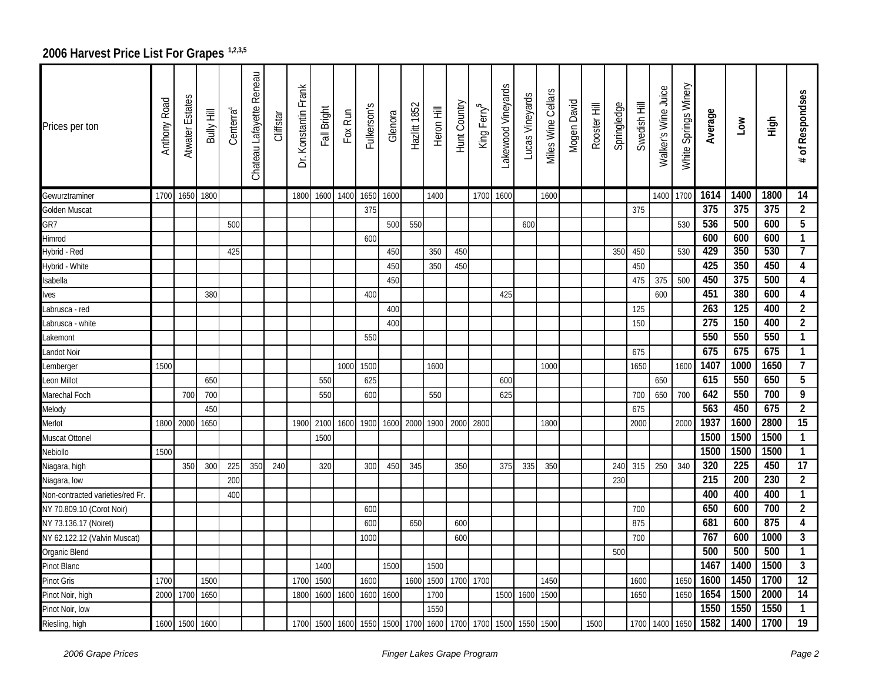## 2006 Harvest Price List For Grapes [1,2,3,5]

| Prices per ton | Anthony Road | Atwater Estates | Bully Hill | Centerra[4] | Chateau Lafayette Reneau | Cliffstar | Dr. Konstantin Frank | Fall Bright | Fox Run | Fulkerson's | Glenora | Hazlitt 1852 | Heron Hill | Hunt Country | King Ferry[5] | Lakewood Vineyards | Lucas Vineyards | Miles Wine Cellars | Mogen David | Rooster Hill | Springledge | Swedish Hill | Walker's Wine Juice | White Springs Winery | **Average** | **Low** | **High** | **# of Respondses** |
|---|---|---|---|---|---|---|---|---|---|---|---|---|---|---|---|---|---|---|---|---|---|---|---|---|---|---|---|---|
| Gewurztraminer | 1700 | 1650 | 1800 | | | | 1800 | 1600 | 1400 | 1650 | 1600 | | 1400 | | 1700 | 1600 | | 1600 | | | | | 1400 | 1700 | **1614** | **1400** | **1800** | **14** |
| Golden Muscat | | | | | | | | | | 375 | | | | | | | | | | | | 375 | | | **375** | **375** | **375** | **2** |
| GR7 | | | | 500 | | | | | | | 500 | 550 | | | | | 600 | | | | | | | 530 | **536** | **500** | **600** | **5** |
| Himrod | | | | | | | | | | 600 | | | | | | | | | | | | | | | **600** | **600** | **600** | **1** |
| Hybrid - Red | | | | 425 | | | | | | | 450 | | 350 | 450 | | | | | | | 350 | 450 | | 530 | **429** | **350** | **530** | **7** |
| Hybrid - White | | | | | | | | | | | 450 | | 350 | 450 | | | | | | | | 450 | | | **425** | **350** | **450** | **4** |
| Isabella | | | | | | | | | | | 450 | | | | | | | | | | | 475 | 375 | 500 | **450** | **375** | **500** | **4** |
| Ives | | | 380 | | | | | | | 400 | | | | | | 425 | | | | | | | 600 | | **451** | **380** | **600** | **4** |
| Labrusca - red | | | | | | | | | | | 400 | | | | | | | | | | | 125 | | | **263** | **125** | **400** | **2** |
| Labrusca - white | | | | | | | | | | | 400 | | | | | | | | | | | 150 | | | **275** | **150** | **400** | **2** |
| Lakemont | | | | | | | | | | 550 | | | | | | | | | | | | | | | **550** | **550** | **550** | **1** |
| Landot Noir | | | | | | | | | | | | | | | | | | | | | | 675 | | | **675** | **675** | **675** | **1** |
| Lemberger | 1500 | | | | | | | | 1000 | 1500 | | | 1600 | | | | | 1000 | | | | 1650 | | 1600 | **1407** | **1000** | **1650** | **7** |
| Leon Millot | | | 650 | | | | | 550 | | 625 | | | | | | 600 | | | | | | | 650 | | **615** | **550** | **650** | **5** |
| Marechal Foch | | 700 | 700 | | | | | 550 | | 600 | | | 550 | | | 625 | | | | | | 700 | 650 | 700 | **642** | **550** | **700** | **9** |
| Melody | | | 450 | | | | | | | | | | | | | | | | | | | 675 | | | **563** | **450** | **675** | **2** |
| Merlot | 1800 | 2000 | 1650 | | | | 1900 | 2100 | 1600 | 1900 | 1600 | 2000 | 1900 | 2000 | 2800 | | | 1800 | | | | 2000 | | 2000 | **1937** | **1600** | **2800** | **15** |
| Muscat Ottonel | | | | | | | | 1500 | | | | | | | | | | | | | | | | | **1500** | **1500** | **1500** | **1** |
| Nebiollo | 1500 | | | | | | | | | | | | | | | | | | | | | | | | **1500** | **1500** | **1500** | **1** |
| Niagara, high | | 350 | 300 | 225 | 350 | 240 | | 320 | | 300 | 450 | 345 | | 350 | | 375 | 335 | 350 | | | 240 | 315 | 250 | 340 | **320** | **225** | **450** | **17** |
| Niagara, low | | | | 200 | | | | | | | | | | | | | | | | | 230 | | | | **215** | **200** | **230** | **2** |
| Non-contracted varieties/red Fr. | | | | 400 | | | | | | | | | | | | | | | | | | | | | **400** | **400** | **400** | **1** |
| NY 70.809.10 (Corot Noir) | | | | | | | | | | 600 | | | | | | | | | | | | 700 | | | **650** | **600** | **700** | **2** |
| NY 73.136.17 (Noiret) | | | | | | | | | | 600 | | 650 | | 600 | | | | | | | | 875 | | | **681** | **600** | **875** | **4** |
| NY 62.122.12 (Valvin Muscat) | | | | | | | | | | 1000 | | | | 600 | | | | | | | | 700 | | | **767** | **600** | **1000** | **3** |
| Organic Blend | | | | | | | | | | | | | | | | | | | | | 500 | | | | **500** | **500** | **500** | **1** |
| Pinot Blanc | | | | | | | | 1400 | | | 1500 | | 1500 | | | | | | | | | | | | **1467** | **1400** | **1500** | **3** |
| Pinot Gris | 1700 | | 1500 | | | | 1700 | 1500 | | 1600 | | 1600 | 1500 | 1700 | 1700 | | | 1450 | | | | 1600 | | 1650 | **1600** | **1450** | **1700** | **12** |
| Pinot Noir, high | 2000 | 1700 | 1650 | | | | 1800 | 1600 | 1600 | 1600 | 1600 | | 1700 | | | 1500 | 1600 | 1500 | | | | 1650 | | 1650 | **1654** | **1500** | **2000** | **14** |
| Pinot Noir, low | | | | | | | | | | | | | 1550 | | | | | | | | | | | | **1550** | **1550** | **1550** | **1** |
| Riesling, high | 1600 | 1500 | 1600 | | | | 1700 | 1500 | 1600 | 1550 | 1500 | 1700 | 1600 | 1700 | 1700 | 1500 | 1550 | 1500 | | 1500 | | 1700 | 1400 | 1650 | **1582** | **1400** | **1700** | **19** |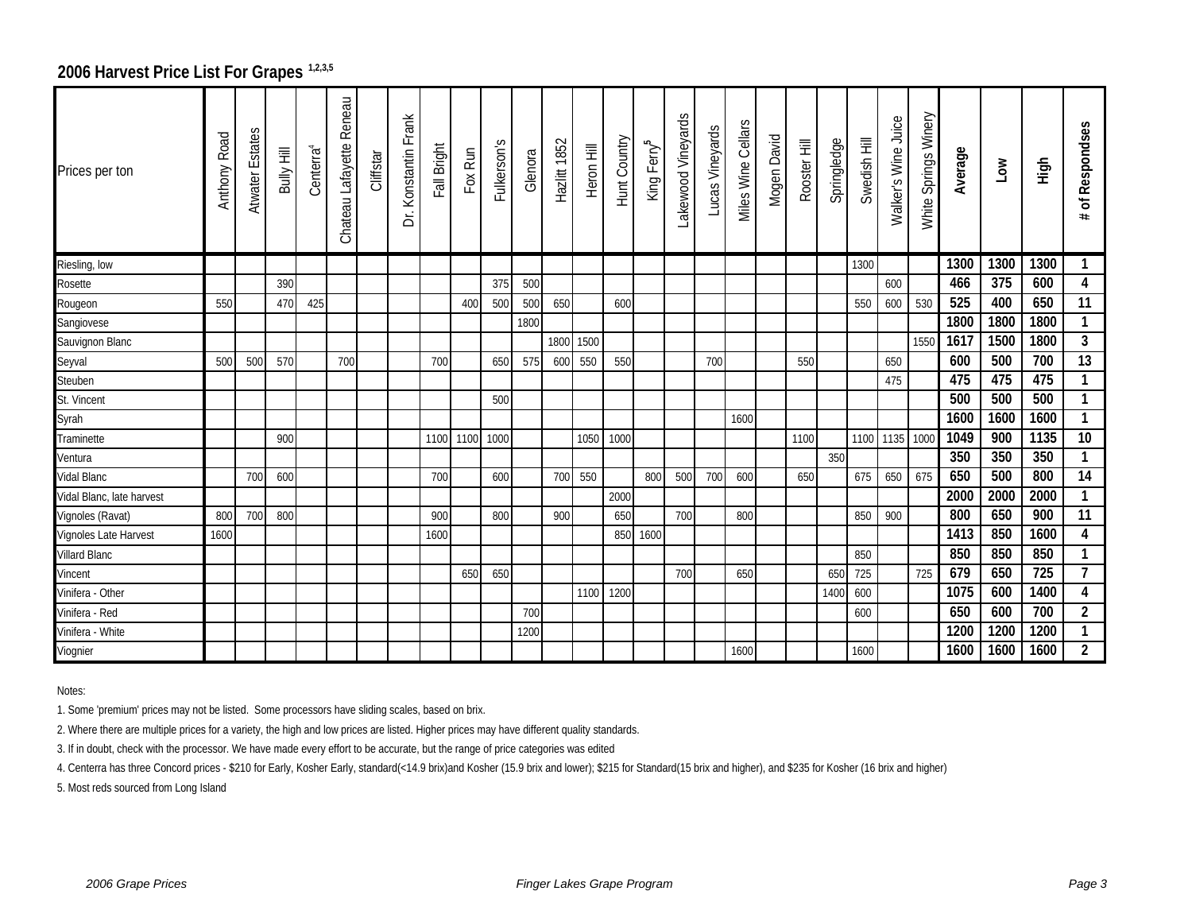## 2006 Harvest Price List For Grapes [1,2,3,5]

| Prices per ton | Anthony Road | Atwater Estates | Bully Hill | Centerra[4] | Chateau Lafayette Reneau | Cliffstar | Dr. Konstantin Frank | Fall Bright | Fox Run | Fulkerson's | Glenora | Hazlitt 1852 | Heron Hill | Hunt Country | King Ferry[5] | Lakewood Vineyards | Lucas Vineyards | Miles Wine Cellars | Mogen David | Rooster Hill | Springledge | Swedish Hill | Walker's Wine Juice | White Springs Winery | **Average** | **Low** | **High** | **# of Respondses** |
|---|---|---|---|---|---|---|---|---|---|---|---|---|---|---|---|---|---|---|---|---|---|---|---|---|---|---|---|---|
| Riesling, low | | | | | | | | | | | | | | | | | | | | | | 1300 | | | **1300** | **1300** | **1300** | **1** |
| Rosette | | | 390 | | | | | | | 375 | 500 | | | | | | | | | | | | 600 | | **466** | **375** | **600** | **4** |
| Rougeon | 550 | | 470 | 425 | | | | | 400 | 500 | 500 | 650 | | 600 | | | | | | | | 550 | 600 | 530 | **525** | **400** | **650** | **11** |
| Sangiovese | | | | | | | | | | | 1800 | | | | | | | | | | | | | | **1800** | **1800** | **1800** | **1** |
| Sauvignon Blanc | | | | | | | | | | | | 1800 | 1500 | | | | | | | | | | | 1550 | **1617** | **1500** | **1800** | **3** |
| Seyval | 500 | 500 | 570 | | 700 | | | 700 | | 650 | 575 | 600 | 550 | 550 | | | 700 | | | 550 | | | 650 | | **600** | **500** | **700** | **13** |
| Steuben | | | | | | | | | | | | | | | | | | | | | | | 475 | | **475** | **475** | **475** | **1** |
| St. Vincent | | | | | | | | | | 500 | | | | | | | | | | | | | | | **500** | **500** | **500** | **1** |
| Syrah | | | | | | | | | | | | | | | | | | 1600 | | | | | | | **1600** | **1600** | **1600** | **1** |
| Traminette | | | 900 | | | | | 1100 | 1100 | 1000 | | | 1050 | 1000 | | | | | | 1100 | | 1100 | 1135 | 1000 | **1049** | **900** | **1135** | **10** |
| Ventura | | | | | | | | | | | | | | | | | | | | | 350 | | | | **350** | **350** | **350** | **1** |
| Vidal Blanc | | 700 | 600 | | | | | 700 | | 600 | | 700 | 550 | | 800 | 500 | 700 | 600 | | 650 | | 675 | 650 | 675 | **650** | **500** | **800** | **14** |
| Vidal Blanc, late harvest | | | | | | | | | | | | | | 2000 | | | | | | | | | | | **2000** | **2000** | **2000** | **1** |
| Vignoles (Ravat) | 800 | 700 | 800 | | | | | 900 | | 800 | | 900 | | 650 | | 700 | | 800 | | | | 850 | 900 | | **800** | **650** | **900** | **11** |
| Vignoles Late Harvest | 1600 | | | | | | | 1600 | | | | | | 850 | 1600 | | | | | | | | | | **1413** | **850** | **1600** | **4** |
| Villard Blanc | | | | | | | | | | | | | | | | | | | | | | 850 | | | **850** | **850** | **850** | **1** |
| Vincent | | | | | | | | | 650 | 650 | | | | | | 700 | | 650 | | | 650 | 725 | | 725 | **679** | **650** | **725** | **7** |
| Vinifera - Other | | | | | | | | | | | | | 1100 | 1200 | | | | | | | 1400 | 600 | | | **1075** | **600** | **1400** | **4** |
| Vinifera - Red | | | | | | | | | | | 700 | | | | | | | | | | | 600 | | | **650** | **600** | **700** | **2** |
| Vinifera - White | | | | | | | | | | | 1200 | | | | | | | | | | | | | | **1200** | **1200** | **1200** | **1** |
| Viognier | | | | | | | | | | | | | | | | | | 1600 | | | | 1600 | | | **1600** | **1600** | **1600** | **2** |

Notes:

1. Some 'premium' prices may not be listed. Some processors have sliding scales, based on brix.
2. Where there are multiple prices for a variety, the high and low prices are listed. Higher prices may have different quality standards.
3. If in doubt, check with the processor. We have made every effort to be accurate, but the range of price categories was edited
4. Centerra has three Concord prices - $210 for Early, Kosher Early, standard(<14.9 brix)and Kosher (15.9 brix and lower); $215 for Standard(15 brix and higher), and $235 for Kosher (16 brix and higher)
5. Most reds sourced from Long Island